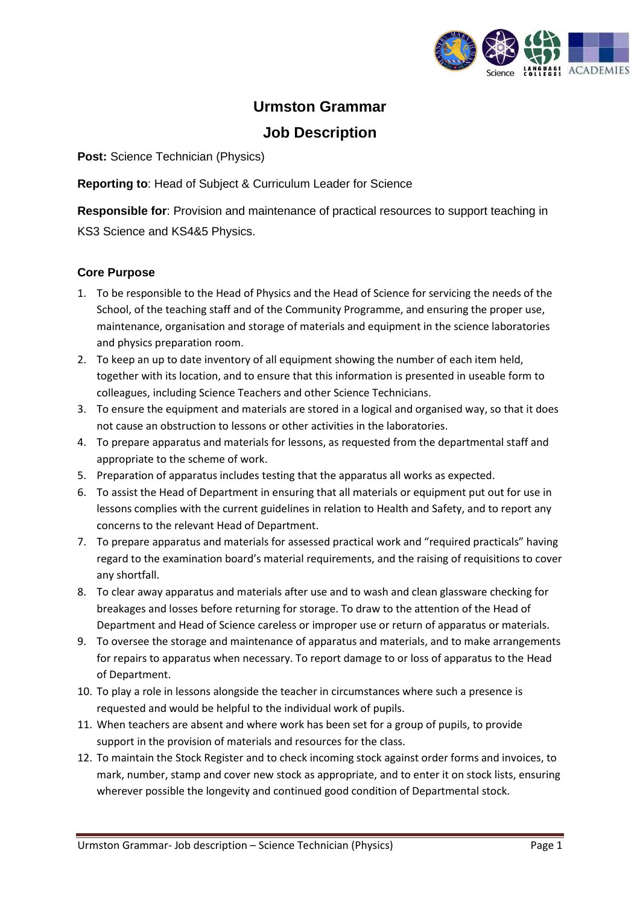# Urmston Grammar

## Job Description

**Post:** Science Technician (Physics)

**Reporting to**: Head of Subject & Curriculum Leader for Science

**Responsible for**: Provision and maintenance of practical resources to support teaching in KS3 Science and KS4&5 Physics.

### Core Purpose

1. To be responsible to the Head of Physics and the Head of Science for servicing the needs of the School, of the teaching staff and of the Community Programme, and ensuring the proper use, maintenance, organisation and storage of materials and equipment in the science laboratories and physics preparation room.
2. To keep an up to date inventory of all equipment showing the number of each item held, together with its location, and to ensure that this information is presented in useable form to colleagues, including Science Teachers and other Science Technicians.
3. To ensure the equipment and materials are stored in a logical and organised way, so that it does not cause an obstruction to lessons or other activities in the laboratories.
4. To prepare apparatus and materials for lessons, as requested from the departmental staff and appropriate to the scheme of work.
5. Preparation of apparatus includes testing that the apparatus all works as expected.
6. To assist the Head of Department in ensuring that all materials or equipment put out for use in lessons complies with the current guidelines in relation to Health and Safety, and to report any concerns to the relevant Head of Department.
7. To prepare apparatus and materials for assessed practical work and "required practicals" having regard to the examination board's material requirements, and the raising of requisitions to cover any shortfall.
8. To clear away apparatus and materials after use and to wash and clean glassware checking for breakages and losses before returning for storage. To draw to the attention of the Head of Department and Head of Science careless or improper use or return of apparatus or materials.
9. To oversee the storage and maintenance of apparatus and materials, and to make arrangements for repairs to apparatus when necessary. To report damage to or loss of apparatus to the Head of Department.
10. To play a role in lessons alongside the teacher in circumstances where such a presence is requested and would be helpful to the individual work of pupils.
11. When teachers are absent and where work has been set for a group of pupils, to provide support in the provision of materials and resources for the class.
12. To maintain the Stock Register and to check incoming stock against order forms and invoices, to mark, number, stamp and cover new stock as appropriate, and to enter it on stock lists, ensuring wherever possible the longevity and continued good condition of Departmental stock.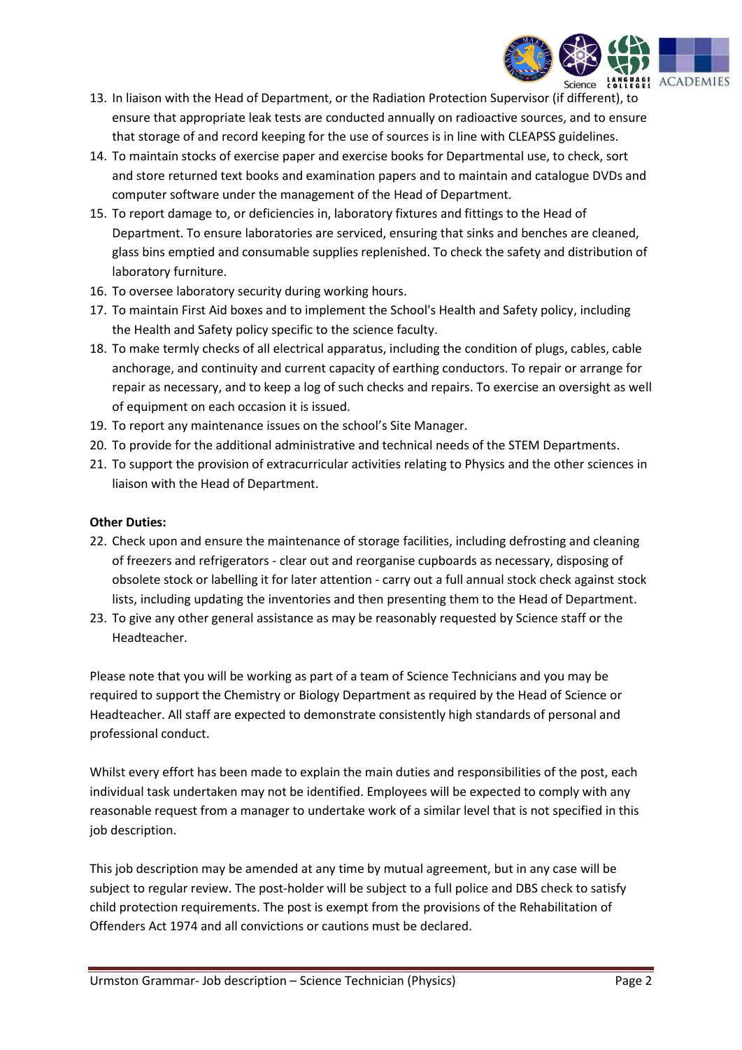13. In liaison with the Head of Department, or the Radiation Protection Supervisor (if different), to ensure that appropriate leak tests are conducted annually on radioactive sources, and to ensure that storage of and record keeping for the use of sources is in line with CLEAPSS guidelines.
14. To maintain stocks of exercise paper and exercise books for Departmental use, to check, sort and store returned text books and examination papers and to maintain and catalogue DVDs and computer software under the management of the Head of Department.
15. To report damage to, or deficiencies in, laboratory fixtures and fittings to the Head of Department. To ensure laboratories are serviced, ensuring that sinks and benches are cleaned, glass bins emptied and consumable supplies replenished. To check the safety and distribution of laboratory furniture.
16. To oversee laboratory security during working hours.
17. To maintain First Aid boxes and to implement the School's Health and Safety policy, including the Health and Safety policy specific to the science faculty.
18. To make termly checks of all electrical apparatus, including the condition of plugs, cables, cable anchorage, and continuity and current capacity of earthing conductors. To repair or arrange for repair as necessary, and to keep a log of such checks and repairs. To exercise an oversight as well of equipment on each occasion it is issued.
19. To report any maintenance issues on the school's Site Manager.
20. To provide for the additional administrative and technical needs of the STEM Departments.
21. To support the provision of extracurricular activities relating to Physics and the other sciences in liaison with the Head of Department.

**Other Duties:**

22. Check upon and ensure the maintenance of storage facilities, including defrosting and cleaning of freezers and refrigerators - clear out and reorganise cupboards as necessary, disposing of obsolete stock or labelling it for later attention - carry out a full annual stock check against stock lists, including updating the inventories and then presenting them to the Head of Department.
23. To give any other general assistance as may be reasonably requested by Science staff or the Headteacher.

Please note that you will be working as part of a team of Science Technicians and you may be required to support the Chemistry or Biology Department as required by the Head of Science or Headteacher. All staff are expected to demonstrate consistently high standards of personal and professional conduct.

Whilst every effort has been made to explain the main duties and responsibilities of the post, each individual task undertaken may not be identified. Employees will be expected to comply with any reasonable request from a manager to undertake work of a similar level that is not specified in this job description.

This job description may be amended at any time by mutual agreement, but in any case will be subject to regular review. The post-holder will be subject to a full police and DBS check to satisfy child protection requirements. The post is exempt from the provisions of the Rehabilitation of Offenders Act 1974 and all convictions or cautions must be declared.